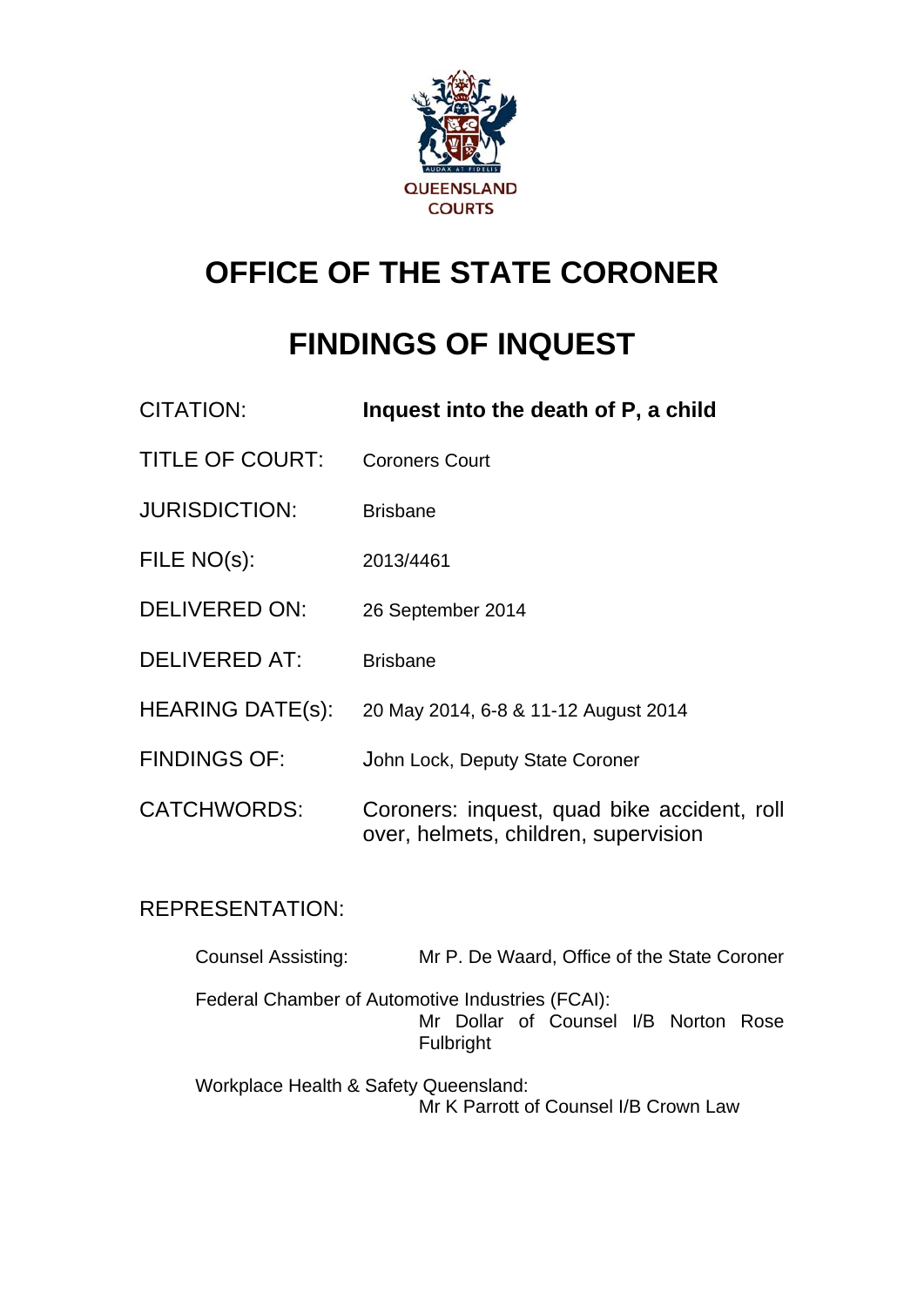QUEENSLAND COURTS

# OFFICE OF THE STATE CORONER

# FINDINGS OF INQUEST

| | |
|---|---|
| CITATION: | **Inquest into the death of P, a child** |
| TITLE OF COURT: | Coroners Court |
| JURISDICTION: | Brisbane |
| FILE NO(s): | 2013/4461 |
| DELIVERED ON: | 26 September 2014 |
| DELIVERED AT: | Brisbane |
| HEARING DATE(s): | 20 May 2014, 6-8 & 11-12 August 2014 |
| FINDINGS OF: | John Lock, Deputy State Coroner |
| CATCHWORDS: | Coroners: inquest, quad bike accident, roll over, helmets, children, supervision |

REPRESENTATION:

Counsel Assisting: Mr P. De Waard, Office of the State Coroner

Federal Chamber of Automotive Industries (FCAI): Mr Dollar of Counsel I/B Norton Rose Fulbright

Workplace Health & Safety Queensland: Mr K Parrott of Counsel I/B Crown Law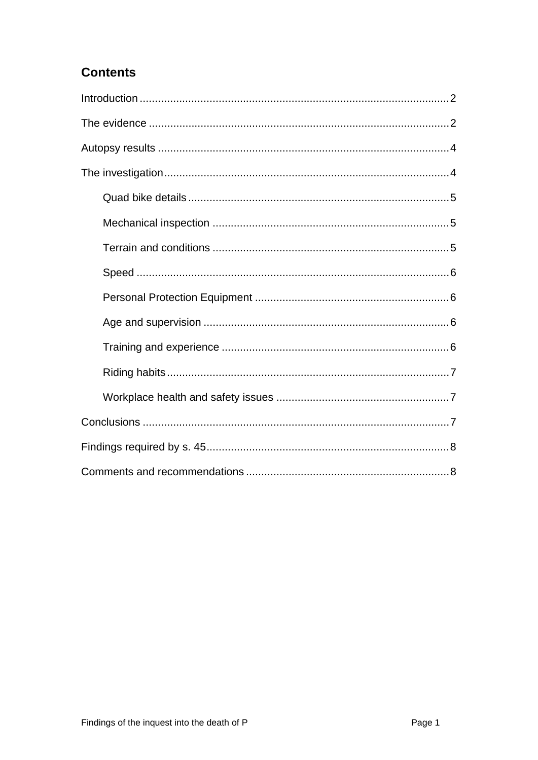## Contents

Introduction .................................................................................................... 2

The evidence .................................................................................................. 2

Autopsy results .............................................................................................. 4

The investigation............................................................................................. 4

- Quad bike details ..................................................................................... 5
- Mechanical inspection ............................................................................. 5
- Terrain and conditions ............................................................................. 5
- Speed ...................................................................................................... 6
- Personal Protection Equipment ............................................................... 6
- Age and supervision ................................................................................ 6
- Training and experience .......................................................................... 6
- Riding habits ............................................................................................ 7
- Workplace health and safety issues ........................................................ 7

Conclusions .................................................................................................... 7

Findings required by s. 45............................................................................... 8

Comments and recommendations .................................................................. 8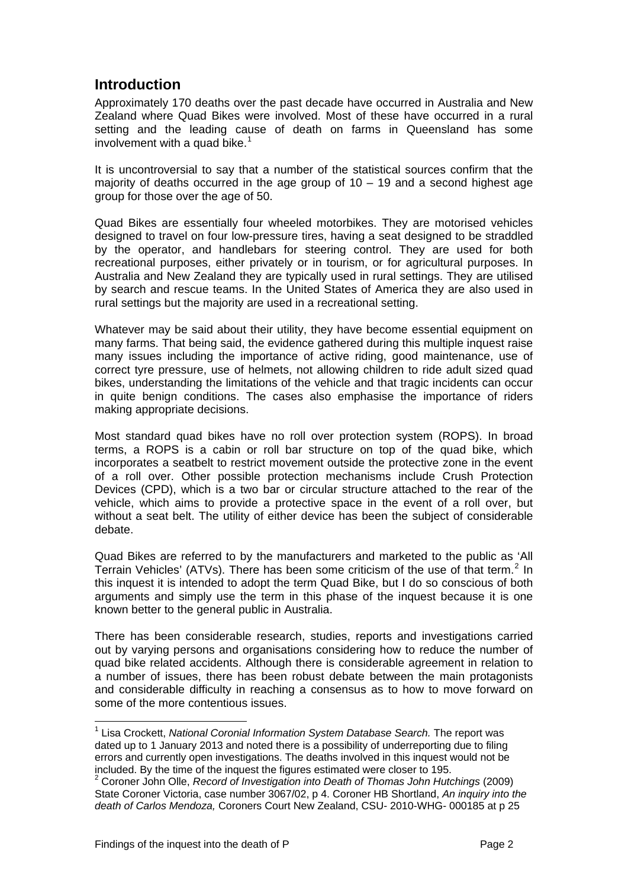## Introduction

Approximately 170 deaths over the past decade have occurred in Australia and New Zealand where Quad Bikes were involved. Most of these have occurred in a rural setting and the leading cause of death on farms in Queensland has some involvement with a quad bike.[1]

It is uncontroversial to say that a number of the statistical sources confirm that the majority of deaths occurred in the age group of 10 – 19 and a second highest age group for those over the age of 50.

Quad Bikes are essentially four wheeled motorbikes. They are motorised vehicles designed to travel on four low-pressure tires, having a seat designed to be straddled by the operator, and handlebars for steering control. They are used for both recreational purposes, either privately or in tourism, or for agricultural purposes. In Australia and New Zealand they are typically used in rural settings. They are utilised by search and rescue teams. In the United States of America they are also used in rural settings but the majority are used in a recreational setting.

Whatever may be said about their utility, they have become essential equipment on many farms. That being said, the evidence gathered during this multiple inquest raise many issues including the importance of active riding, good maintenance, use of correct tyre pressure, use of helmets, not allowing children to ride adult sized quad bikes, understanding the limitations of the vehicle and that tragic incidents can occur in quite benign conditions. The cases also emphasise the importance of riders making appropriate decisions.

Most standard quad bikes have no roll over protection system (ROPS). In broad terms, a ROPS is a cabin or roll bar structure on top of the quad bike, which incorporates a seatbelt to restrict movement outside the protective zone in the event of a roll over. Other possible protection mechanisms include Crush Protection Devices (CPD), which is a two bar or circular structure attached to the rear of the vehicle, which aims to provide a protective space in the event of a roll over, but without a seat belt. The utility of either device has been the subject of considerable debate.

Quad Bikes are referred to by the manufacturers and marketed to the public as 'All Terrain Vehicles' (ATVs). There has been some criticism of the use of that term.[2] In this inquest it is intended to adopt the term Quad Bike, but I do so conscious of both arguments and simply use the term in this phase of the inquest because it is one known better to the general public in Australia.

There has been considerable research, studies, reports and investigations carried out by varying persons and organisations considering how to reduce the number of quad bike related accidents. Although there is considerable agreement in relation to a number of issues, there has been robust debate between the main protagonists and considerable difficulty in reaching a consensus as to how to move forward on some of the more contentious issues.

---

[1] Lisa Crockett, *National Coronial Information System Database Search.* The report was dated up to 1 January 2013 and noted there is a possibility of underreporting due to filing errors and currently open investigations. The deaths involved in this inquest would not be included. By the time of the inquest the figures estimated were closer to 195.

[2] Coroner John Olle, *Record of Investigation into Death of Thomas John Hutchings* (2009) State Coroner Victoria, case number 3067/02, p 4. Coroner HB Shortland, *An inquiry into the death of Carlos Mendoza,* Coroners Court New Zealand, CSU- 2010-WHG- 000185 at p 25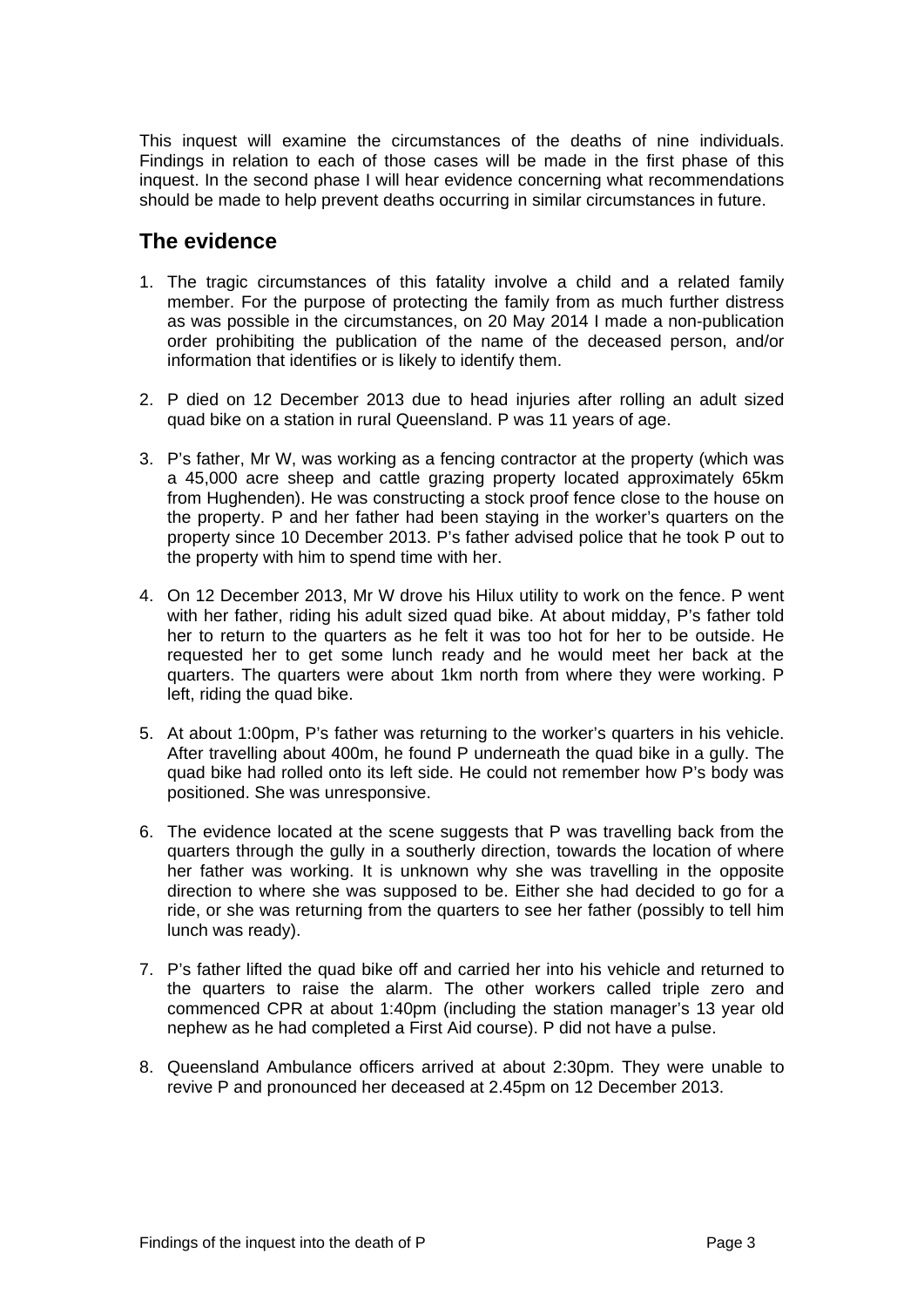This inquest will examine the circumstances of the deaths of nine individuals. Findings in relation to each of those cases will be made in the first phase of this inquest. In the second phase I will hear evidence concerning what recommendations should be made to help prevent deaths occurring in similar circumstances in future.

## The evidence

1. The tragic circumstances of this fatality involve a child and a related family member. For the purpose of protecting the family from as much further distress as was possible in the circumstances, on 20 May 2014 I made a non-publication order prohibiting the publication of the name of the deceased person, and/or information that identifies or is likely to identify them.

2. P died on 12 December 2013 due to head injuries after rolling an adult sized quad bike on a station in rural Queensland. P was 11 years of age.

3. P's father, Mr W, was working as a fencing contractor at the property (which was a 45,000 acre sheep and cattle grazing property located approximately 65km from Hughenden). He was constructing a stock proof fence close to the house on the property. P and her father had been staying in the worker's quarters on the property since 10 December 2013. P's father advised police that he took P out to the property with him to spend time with her.

4. On 12 December 2013, Mr W drove his Hilux utility to work on the fence. P went with her father, riding his adult sized quad bike. At about midday, P's father told her to return to the quarters as he felt it was too hot for her to be outside. He requested her to get some lunch ready and he would meet her back at the quarters. The quarters were about 1km north from where they were working. P left, riding the quad bike.

5. At about 1:00pm, P's father was returning to the worker's quarters in his vehicle. After travelling about 400m, he found P underneath the quad bike in a gully. The quad bike had rolled onto its left side. He could not remember how P's body was positioned. She was unresponsive.

6. The evidence located at the scene suggests that P was travelling back from the quarters through the gully in a southerly direction, towards the location of where her father was working. It is unknown why she was travelling in the opposite direction to where she was supposed to be. Either she had decided to go for a ride, or she was returning from the quarters to see her father (possibly to tell him lunch was ready).

7. P's father lifted the quad bike off and carried her into his vehicle and returned to the quarters to raise the alarm. The other workers called triple zero and commenced CPR at about 1:40pm (including the station manager's 13 year old nephew as he had completed a First Aid course). P did not have a pulse.

8. Queensland Ambulance officers arrived at about 2:30pm. They were unable to revive P and pronounced her deceased at 2.45pm on 12 December 2013.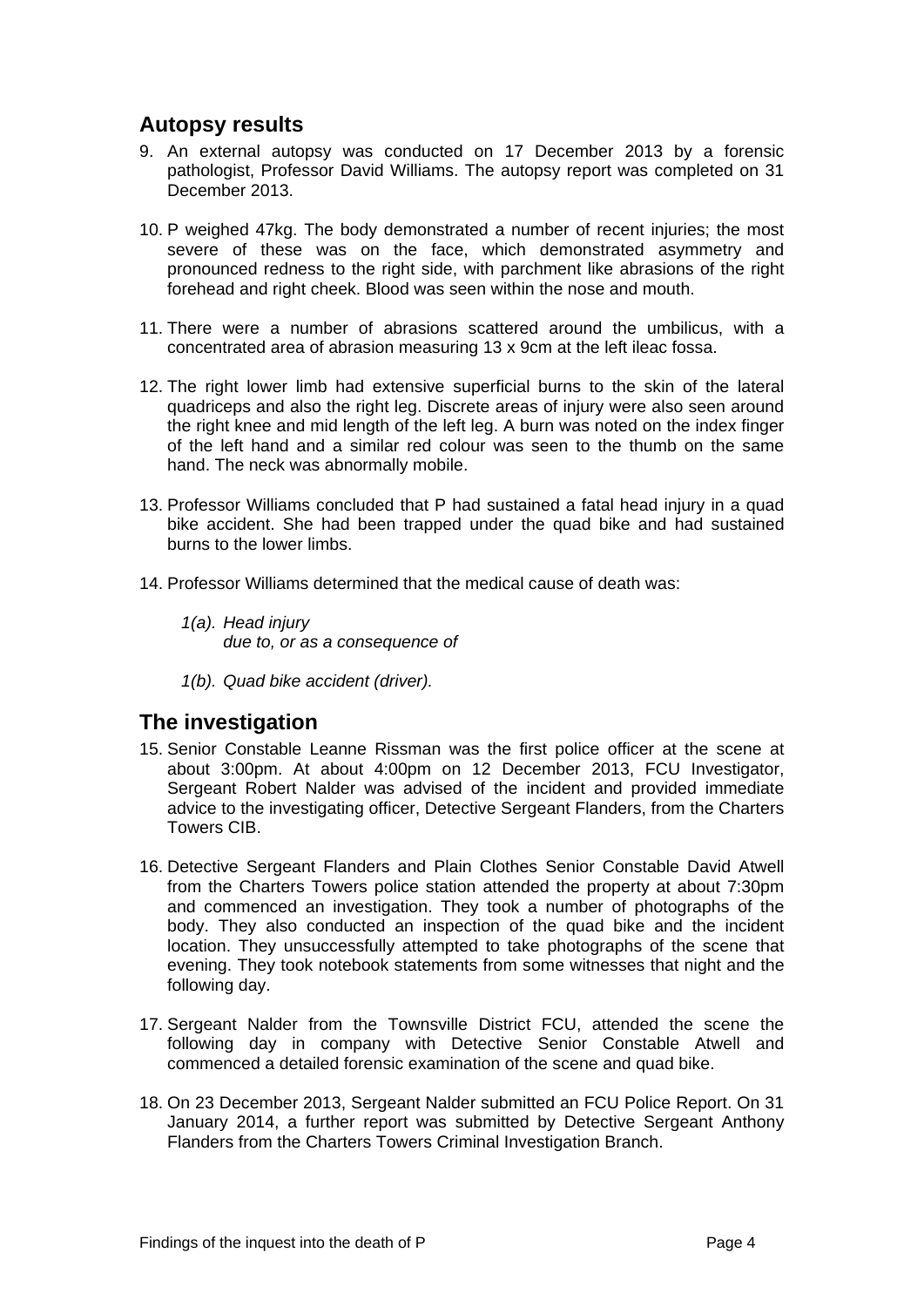## Autopsy results

9. An external autopsy was conducted on 17 December 2013 by a forensic pathologist, Professor David Williams. The autopsy report was completed on 31 December 2013.

10. P weighed 47kg. The body demonstrated a number of recent injuries; the most severe of these was on the face, which demonstrated asymmetry and pronounced redness to the right side, with parchment like abrasions of the right forehead and right cheek. Blood was seen within the nose and mouth.

11. There were a number of abrasions scattered around the umbilicus, with a concentrated area of abrasion measuring 13 x 9cm at the left ileac fossa.

12. The right lower limb had extensive superficial burns to the skin of the lateral quadriceps and also the right leg. Discrete areas of injury were also seen around the right knee and mid length of the left leg. A burn was noted on the index finger of the left hand and a similar red colour was seen to the thumb on the same hand. The neck was abnormally mobile.

13. Professor Williams concluded that P had sustained a fatal head injury in a quad bike accident. She had been trapped under the quad bike and had sustained burns to the lower limbs.

14. Professor Williams determined that the medical cause of death was:

    *1(a). Head injury*
    *due to, or as a consequence of*

    *1(b). Quad bike accident (driver).*

## The investigation

15. Senior Constable Leanne Rissman was the first police officer at the scene at about 3:00pm. At about 4:00pm on 12 December 2013, FCU Investigator, Sergeant Robert Nalder was advised of the incident and provided immediate advice to the investigating officer, Detective Sergeant Flanders, from the Charters Towers CIB.

16. Detective Sergeant Flanders and Plain Clothes Senior Constable David Atwell from the Charters Towers police station attended the property at about 7:30pm and commenced an investigation. They took a number of photographs of the body. They also conducted an inspection of the quad bike and the incident location. They unsuccessfully attempted to take photographs of the scene that evening. They took notebook statements from some witnesses that night and the following day.

17. Sergeant Nalder from the Townsville District FCU, attended the scene the following day in company with Detective Senior Constable Atwell and commenced a detailed forensic examination of the scene and quad bike.

18. On 23 December 2013, Sergeant Nalder submitted an FCU Police Report. On 31 January 2014, a further report was submitted by Detective Sergeant Anthony Flanders from the Charters Towers Criminal Investigation Branch.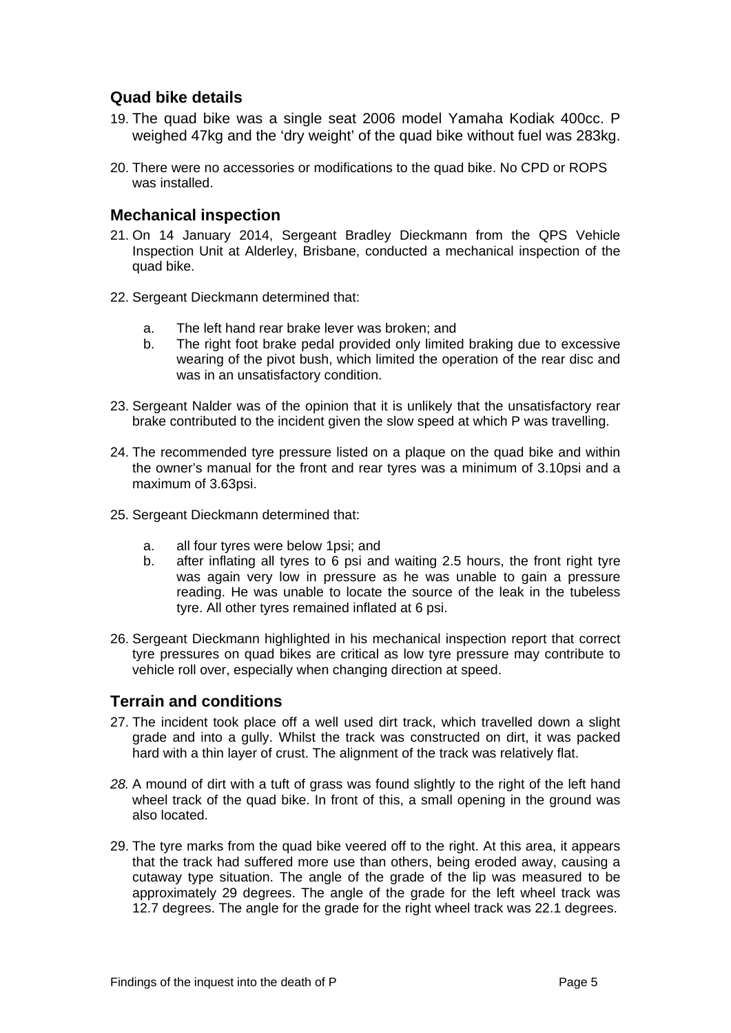## Quad bike details

19. The quad bike was a single seat 2006 model Yamaha Kodiak 400cc. P weighed 47kg and the 'dry weight' of the quad bike without fuel was 283kg.

20. There were no accessories or modifications to the quad bike. No CPD or ROPS was installed.

## Mechanical inspection

21. On 14 January 2014, Sergeant Bradley Dieckmann from the QPS Vehicle Inspection Unit at Alderley, Brisbane, conducted a mechanical inspection of the quad bike.

22. Sergeant Dieckmann determined that:

    a. The left hand rear brake lever was broken; and
    b. The right foot brake pedal provided only limited braking due to excessive wearing of the pivot bush, which limited the operation of the rear disc and was in an unsatisfactory condition.

23. Sergeant Nalder was of the opinion that it is unlikely that the unsatisfactory rear brake contributed to the incident given the slow speed at which P was travelling.

24. The recommended tyre pressure listed on a plaque on the quad bike and within the owner's manual for the front and rear tyres was a minimum of 3.10psi and a maximum of 3.63psi.

25. Sergeant Dieckmann determined that:

    a. all four tyres were below 1psi; and
    b. after inflating all tyres to 6 psi and waiting 2.5 hours, the front right tyre was again very low in pressure as he was unable to gain a pressure reading. He was unable to locate the source of the leak in the tubeless tyre. All other tyres remained inflated at 6 psi.

26. Sergeant Dieckmann highlighted in his mechanical inspection report that correct tyre pressures on quad bikes are critical as low tyre pressure may contribute to vehicle roll over, especially when changing direction at speed.

## Terrain and conditions

27. The incident took place off a well used dirt track, which travelled down a slight grade and into a gully. Whilst the track was constructed on dirt, it was packed hard with a thin layer of crust. The alignment of the track was relatively flat.

*28.* A mound of dirt with a tuft of grass was found slightly to the right of the left hand wheel track of the quad bike. In front of this, a small opening in the ground was also located.

29. The tyre marks from the quad bike veered off to the right. At this area, it appears that the track had suffered more use than others, being eroded away, causing a cutaway type situation. The angle of the grade of the lip was measured to be approximately 29 degrees. The angle of the grade for the left wheel track was 12.7 degrees. The angle for the grade for the right wheel track was 22.1 degrees.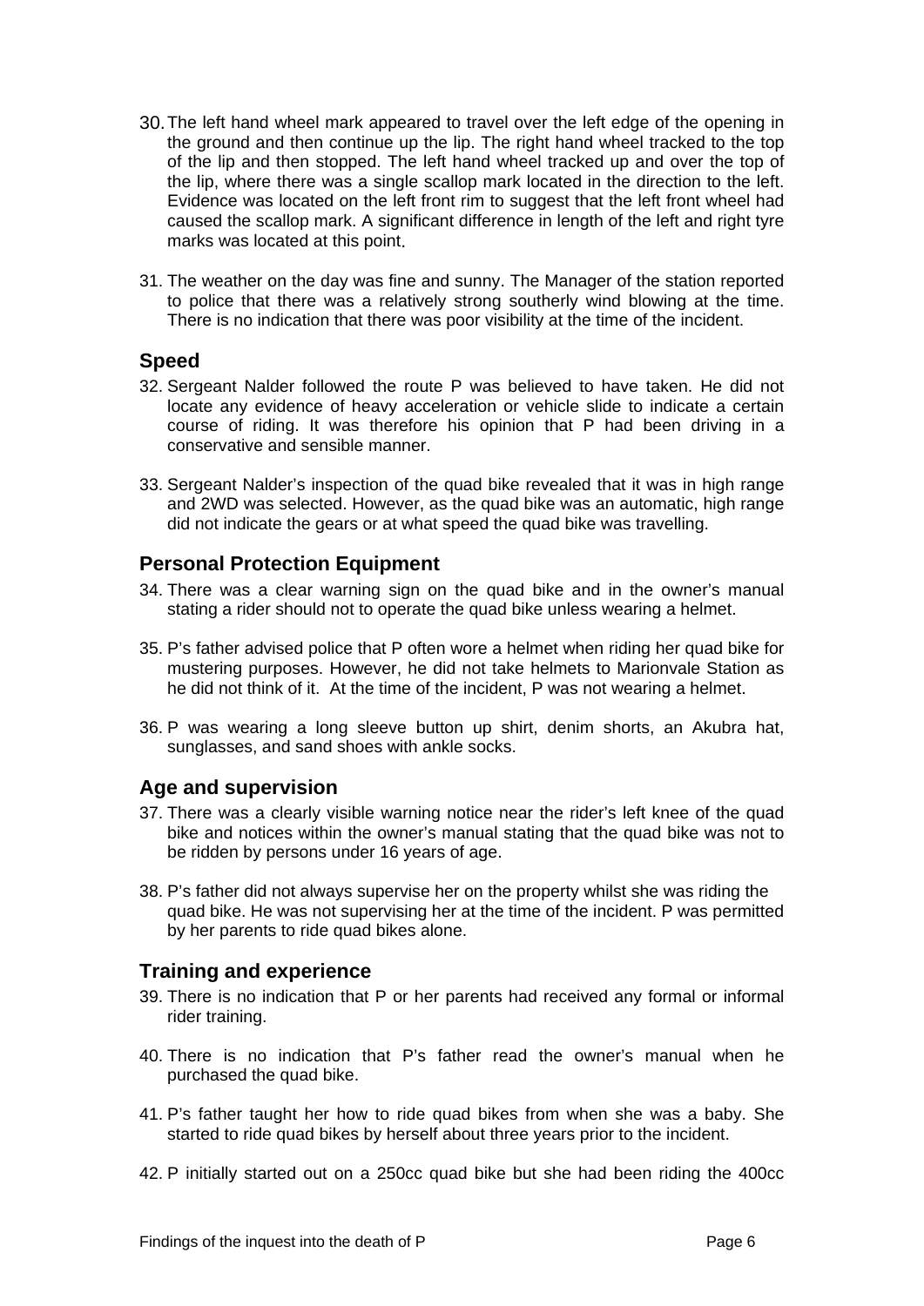30. The left hand wheel mark appeared to travel over the left edge of the opening in the ground and then continue up the lip. The right hand wheel tracked to the top of the lip and then stopped. The left hand wheel tracked up and over the top of the lip, where there was a single scallop mark located in the direction to the left. Evidence was located on the left front rim to suggest that the left front wheel had caused the scallop mark. A significant difference in length of the left and right tyre marks was located at this point.

31. The weather on the day was fine and sunny. The Manager of the station reported to police that there was a relatively strong southerly wind blowing at the time. There is no indication that there was poor visibility at the time of the incident.

## Speed

32. Sergeant Nalder followed the route P was believed to have taken. He did not locate any evidence of heavy acceleration or vehicle slide to indicate a certain course of riding. It was therefore his opinion that P had been driving in a conservative and sensible manner.

33. Sergeant Nalder's inspection of the quad bike revealed that it was in high range and 2WD was selected. However, as the quad bike was an automatic, high range did not indicate the gears or at what speed the quad bike was travelling.

## Personal Protection Equipment

34. There was a clear warning sign on the quad bike and in the owner's manual stating a rider should not to operate the quad bike unless wearing a helmet.

35. P's father advised police that P often wore a helmet when riding her quad bike for mustering purposes. However, he did not take helmets to Marionvale Station as he did not think of it. At the time of the incident, P was not wearing a helmet.

36. P was wearing a long sleeve button up shirt, denim shorts, an Akubra hat, sunglasses, and sand shoes with ankle socks.

## Age and supervision

37. There was a clearly visible warning notice near the rider's left knee of the quad bike and notices within the owner's manual stating that the quad bike was not to be ridden by persons under 16 years of age.

38. P's father did not always supervise her on the property whilst she was riding the quad bike. He was not supervising her at the time of the incident. P was permitted by her parents to ride quad bikes alone.

## Training and experience

39. There is no indication that P or her parents had received any formal or informal rider training.

40. There is no indication that P's father read the owner's manual when he purchased the quad bike.

41. P's father taught her how to ride quad bikes from when she was a baby. She started to ride quad bikes by herself about three years prior to the incident.

42. P initially started out on a 250cc quad bike but she had been riding the 400cc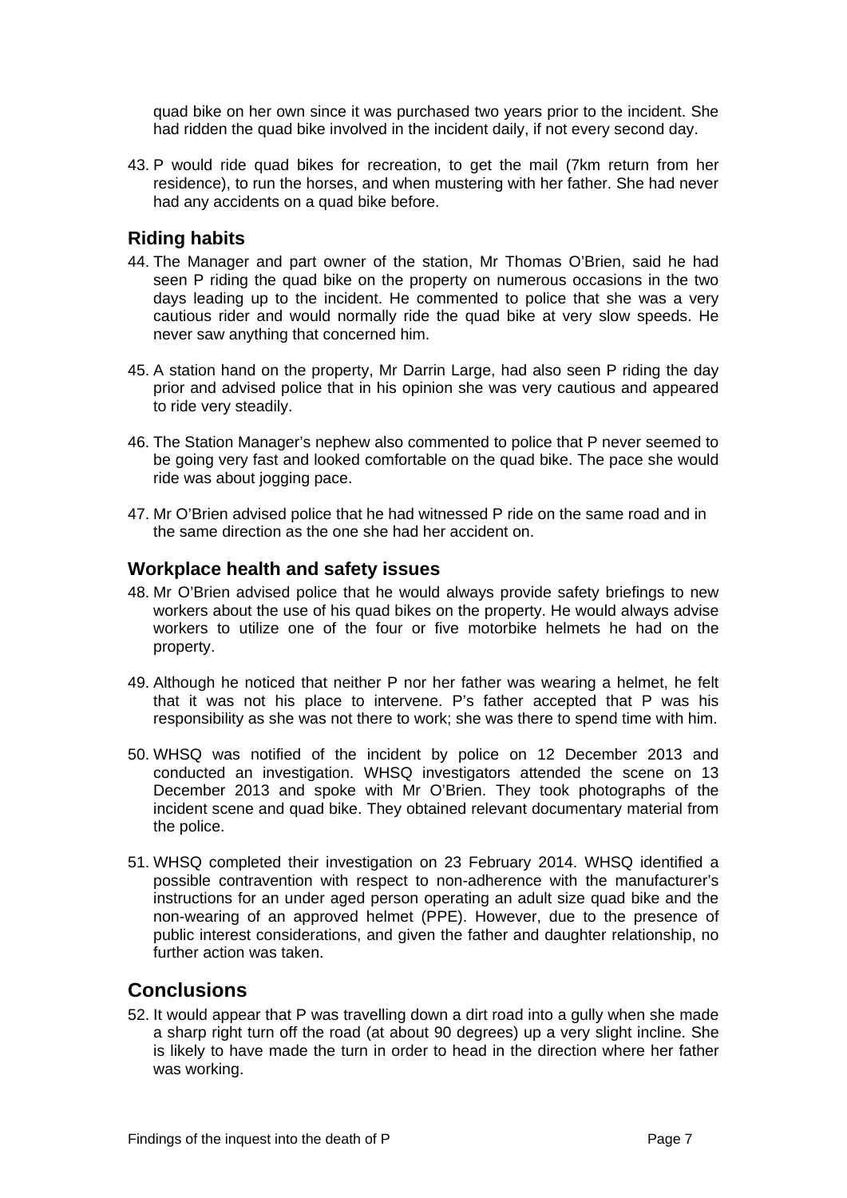quad bike on her own since it was purchased two years prior to the incident. She had ridden the quad bike involved in the incident daily, if not every second day.

43. P would ride quad bikes for recreation, to get the mail (7km return from her residence), to run the horses, and when mustering with her father. She had never had any accidents on a quad bike before.

## Riding habits

44. The Manager and part owner of the station, Mr Thomas O'Brien, said he had seen P riding the quad bike on the property on numerous occasions in the two days leading up to the incident. He commented to police that she was a very cautious rider and would normally ride the quad bike at very slow speeds. He never saw anything that concerned him.

45. A station hand on the property, Mr Darrin Large, had also seen P riding the day prior and advised police that in his opinion she was very cautious and appeared to ride very steadily.

46. The Station Manager's nephew also commented to police that P never seemed to be going very fast and looked comfortable on the quad bike. The pace she would ride was about jogging pace.

47. Mr O'Brien advised police that he had witnessed P ride on the same road and in the same direction as the one she had her accident on.

## Workplace health and safety issues

48. Mr O'Brien advised police that he would always provide safety briefings to new workers about the use of his quad bikes on the property. He would always advise workers to utilize one of the four or five motorbike helmets he had on the property.

49. Although he noticed that neither P nor her father was wearing a helmet, he felt that it was not his place to intervene. P's father accepted that P was his responsibility as she was not there to work; she was there to spend time with him.

50. WHSQ was notified of the incident by police on 12 December 2013 and conducted an investigation. WHSQ investigators attended the scene on 13 December 2013 and spoke with Mr O'Brien. They took photographs of the incident scene and quad bike. They obtained relevant documentary material from the police.

51. WHSQ completed their investigation on 23 February 2014. WHSQ identified a possible contravention with respect to non-adherence with the manufacturer's instructions for an under aged person operating an adult size quad bike and the non-wearing of an approved helmet (PPE). However, due to the presence of public interest considerations, and given the father and daughter relationship, no further action was taken.

# Conclusions

52. It would appear that P was travelling down a dirt road into a gully when she made a sharp right turn off the road (at about 90 degrees) up a very slight incline. She is likely to have made the turn in order to head in the direction where her father was working.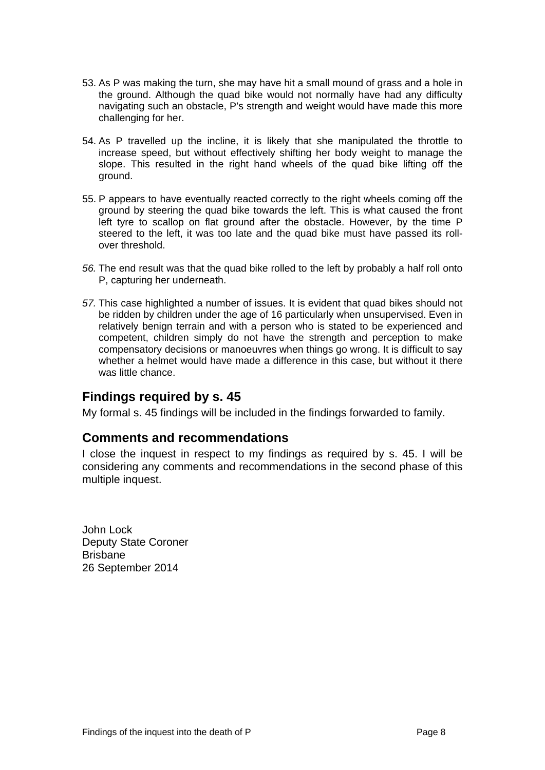53. As P was making the turn, she may have hit a small mound of grass and a hole in the ground. Although the quad bike would not normally have had any difficulty navigating such an obstacle, P's strength and weight would have made this more challenging for her.

54. As P travelled up the incline, it is likely that she manipulated the throttle to increase speed, but without effectively shifting her body weight to manage the slope. This resulted in the right hand wheels of the quad bike lifting off the ground.

55. P appears to have eventually reacted correctly to the right wheels coming off the ground by steering the quad bike towards the left. This is what caused the front left tyre to scallop on flat ground after the obstacle. However, by the time P steered to the left, it was too late and the quad bike must have passed its roll-over threshold.

56. The end result was that the quad bike rolled to the left by probably a half roll onto P, capturing her underneath.

57. This case highlighted a number of issues. It is evident that quad bikes should not be ridden by children under the age of 16 particularly when unsupervised. Even in relatively benign terrain and with a person who is stated to be experienced and competent, children simply do not have the strength and perception to make compensatory decisions or manoeuvres when things go wrong. It is difficult to say whether a helmet would have made a difference in this case, but without it there was little chance.

## Findings required by s. 45

My formal s. 45 findings will be included in the findings forwarded to family.

## Comments and recommendations

I close the inquest in respect to my findings as required by s. 45. I will be considering any comments and recommendations in the second phase of this multiple inquest.

John Lock
Deputy State Coroner
Brisbane
26 September 2014